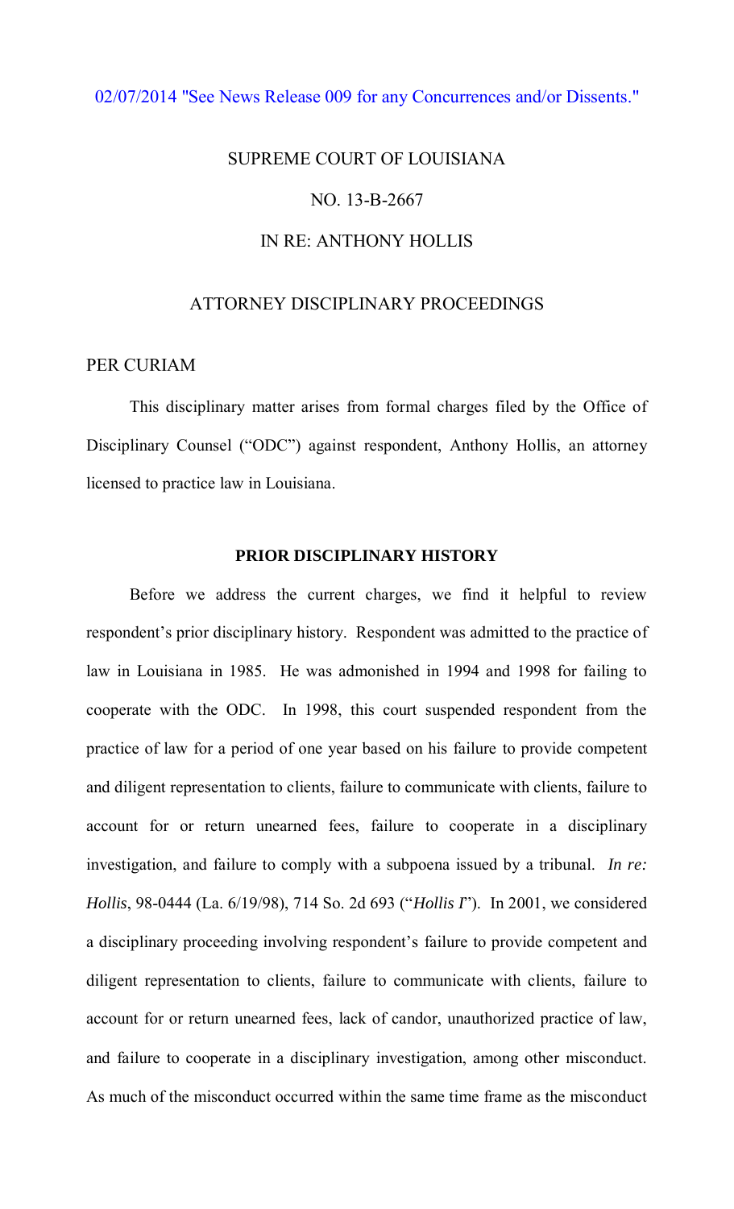02/07/2014 "See News Release 009 for any Concurrences and/or Dissents."

SUPREME COURT OF LOUISIANA

NO. 13-B-2667

IN RE: ANTHONY HOLLIS

ATTORNEY DISCIPLINARY PROCEEDINGS

PER CURIAM

This disciplinary matter arises from formal charges filed by the Office of Disciplinary Counsel ("ODC") against respondent, Anthony Hollis, an attorney licensed to practice law in Louisiana.

**PRIOR DISCIPLINARY HISTORY**

Before we address the current charges, we find it helpful to review respondent's prior disciplinary history. Respondent was admitted to the practice of law in Louisiana in 1985. He was admonished in 1994 and 1998 for failing to cooperate with the ODC. In 1998, this court suspended respondent from the practice of law for a period of one year based on his failure to provide competent and diligent representation to clients, failure to communicate with clients, failure to account for or return unearned fees, failure to cooperate in a disciplinary investigation, and failure to comply with a subpoena issued by a tribunal. *In re: Hollis*, 98-0444 (La. 6/19/98), 714 So. 2d 693 ("*Hollis I*"). In 2001, we considered a disciplinary proceeding involving respondent's failure to provide competent and diligent representation to clients, failure to communicate with clients, failure to account for or return unearned fees, lack of candor, unauthorized practice of law, and failure to cooperate in a disciplinary investigation, among other misconduct. As much of the misconduct occurred within the same time frame as the misconduct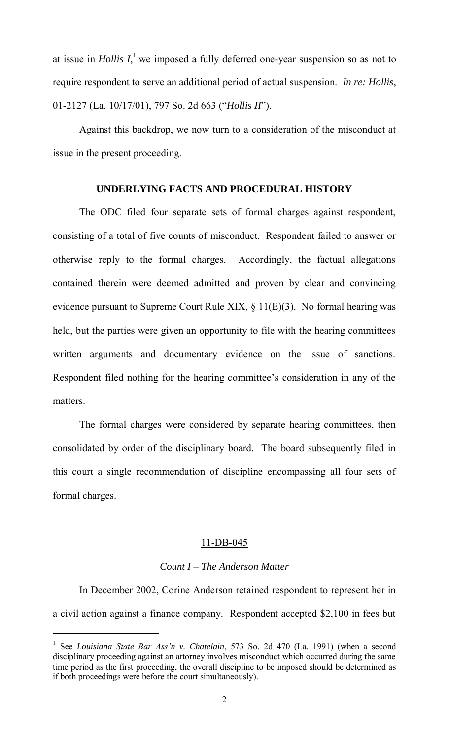at issue in *Hollis I*,[1] we imposed a fully deferred one-year suspension so as not to require respondent to serve an additional period of actual suspension. *In re: Hollis*, 01-2127 (La. 10/17/01), 797 So. 2d 663 ("*Hollis II*").

Against this backdrop, we now turn to a consideration of the misconduct at issue in the present proceeding.

**UNDERLYING FACTS AND PROCEDURAL HISTORY**

The ODC filed four separate sets of formal charges against respondent, consisting of a total of five counts of misconduct. Respondent failed to answer or otherwise reply to the formal charges. Accordingly, the factual allegations contained therein were deemed admitted and proven by clear and convincing evidence pursuant to Supreme Court Rule XIX, § 11(E)(3). No formal hearing was held, but the parties were given an opportunity to file with the hearing committees written arguments and documentary evidence on the issue of sanctions. Respondent filed nothing for the hearing committee's consideration in any of the matters.

The formal charges were considered by separate hearing committees, then consolidated by order of the disciplinary board. The board subsequently filed in this court a single recommendation of discipline encompassing all four sets of formal charges.

<u>11-DB-045</u>

*Count I – The Anderson Matter*

In December 2002, Corine Anderson retained respondent to represent her in a civil action against a finance company. Respondent accepted $2,100 in fees but

---

[1] See *Louisiana State Bar Ass'n v. Chatelain*, 573 So. 2d 470 (La. 1991) (when a second disciplinary proceeding against an attorney involves misconduct which occurred during the same time period as the first proceeding, the overall discipline to be imposed should be determined as if both proceedings were before the court simultaneously).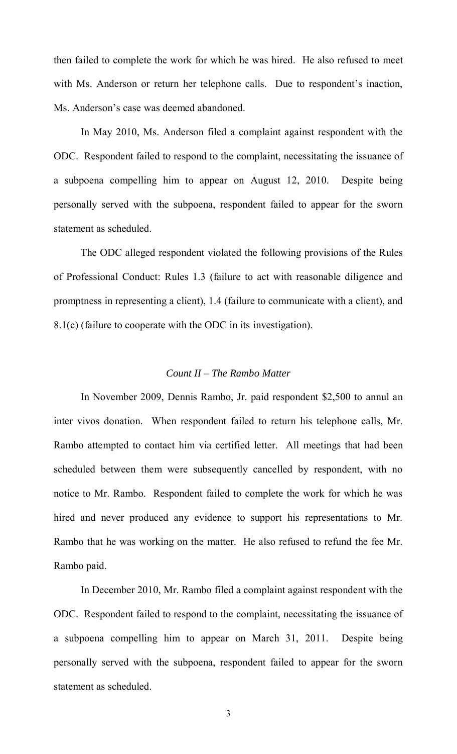then failed to complete the work for which he was hired. He also refused to meet with Ms. Anderson or return her telephone calls. Due to respondent's inaction, Ms. Anderson's case was deemed abandoned.

In May 2010, Ms. Anderson filed a complaint against respondent with the ODC. Respondent failed to respond to the complaint, necessitating the issuance of a subpoena compelling him to appear on August 12, 2010. Despite being personally served with the subpoena, respondent failed to appear for the sworn statement as scheduled.

The ODC alleged respondent violated the following provisions of the Rules of Professional Conduct: Rules 1.3 (failure to act with reasonable diligence and promptness in representing a client), 1.4 (failure to communicate with a client), and 8.1(c) (failure to cooperate with the ODC in its investigation).

*Count II – The Rambo Matter*

In November 2009, Dennis Rambo, Jr. paid respondent $2,500 to annul an inter vivos donation. When respondent failed to return his telephone calls, Mr. Rambo attempted to contact him via certified letter. All meetings that had been scheduled between them were subsequently cancelled by respondent, with no notice to Mr. Rambo. Respondent failed to complete the work for which he was hired and never produced any evidence to support his representations to Mr. Rambo that he was working on the matter. He also refused to refund the fee Mr. Rambo paid.

In December 2010, Mr. Rambo filed a complaint against respondent with the ODC. Respondent failed to respond to the complaint, necessitating the issuance of a subpoena compelling him to appear on March 31, 2011. Despite being personally served with the subpoena, respondent failed to appear for the sworn statement as scheduled.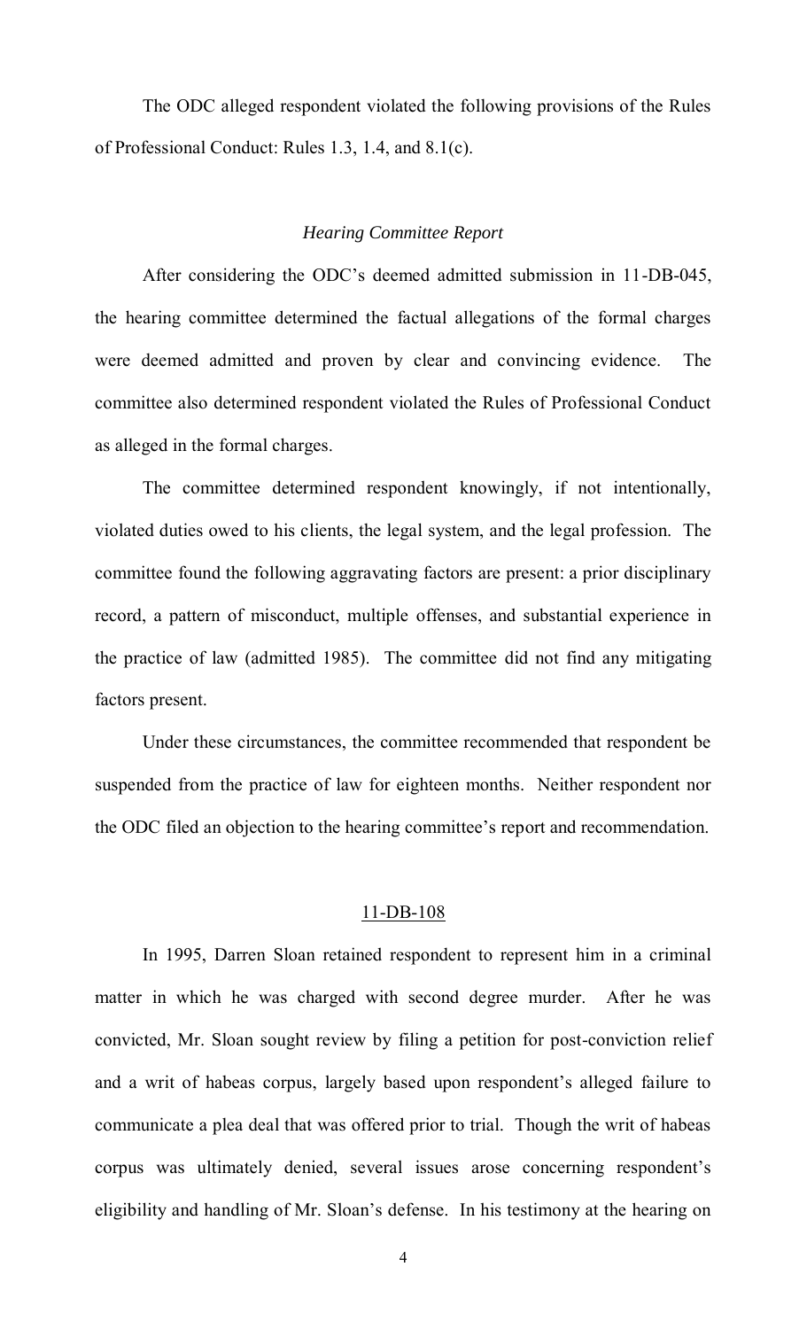The ODC alleged respondent violated the following provisions of the Rules of Professional Conduct: Rules 1.3, 1.4, and 8.1(c).

### *Hearing Committee Report*

After considering the ODC's deemed admitted submission in 11-DB-045, the hearing committee determined the factual allegations of the formal charges were deemed admitted and proven by clear and convincing evidence. The committee also determined respondent violated the Rules of Professional Conduct as alleged in the formal charges.

The committee determined respondent knowingly, if not intentionally, violated duties owed to his clients, the legal system, and the legal profession. The committee found the following aggravating factors are present: a prior disciplinary record, a pattern of misconduct, multiple offenses, and substantial experience in the practice of law (admitted 1985). The committee did not find any mitigating factors present.

Under these circumstances, the committee recommended that respondent be suspended from the practice of law for eighteen months. Neither respondent nor the ODC filed an objection to the hearing committee's report and recommendation.

## 11-DB-108

In 1995, Darren Sloan retained respondent to represent him in a criminal matter in which he was charged with second degree murder. After he was convicted, Mr. Sloan sought review by filing a petition for post-conviction relief and a writ of habeas corpus, largely based upon respondent's alleged failure to communicate a plea deal that was offered prior to trial. Though the writ of habeas corpus was ultimately denied, several issues arose concerning respondent's eligibility and handling of Mr. Sloan's defense. In his testimony at the hearing on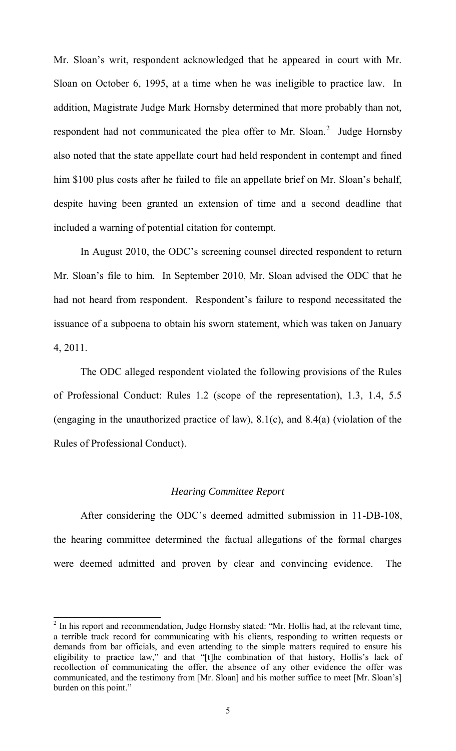Mr. Sloan's writ, respondent acknowledged that he appeared in court with Mr. Sloan on October 6, 1995, at a time when he was ineligible to practice law. In addition, Magistrate Judge Mark Hornsby determined that more probably than not, respondent had not communicated the plea offer to Mr. Sloan.[2] Judge Hornsby also noted that the state appellate court had held respondent in contempt and fined him $100 plus costs after he failed to file an appellate brief on Mr. Sloan's behalf, despite having been granted an extension of time and a second deadline that included a warning of potential citation for contempt.

In August 2010, the ODC's screening counsel directed respondent to return Mr. Sloan's file to him. In September 2010, Mr. Sloan advised the ODC that he had not heard from respondent. Respondent's failure to respond necessitated the issuance of a subpoena to obtain his sworn statement, which was taken on January 4, 2011.

The ODC alleged respondent violated the following provisions of the Rules of Professional Conduct: Rules 1.2 (scope of the representation), 1.3, 1.4, 5.5 (engaging in the unauthorized practice of law), 8.1(c), and 8.4(a) (violation of the Rules of Professional Conduct).

### *Hearing Committee Report*

After considering the ODC's deemed admitted submission in 11-DB-108, the hearing committee determined the factual allegations of the formal charges were deemed admitted and proven by clear and convincing evidence. The

---

[2] In his report and recommendation, Judge Hornsby stated: "Mr. Hollis had, at the relevant time, a terrible track record for communicating with his clients, responding to written requests or demands from bar officials, and even attending to the simple matters required to ensure his eligibility to practice law," and that "[t]he combination of that history, Hollis's lack of recollection of communicating the offer, the absence of any other evidence the offer was communicated, and the testimony from [Mr. Sloan] and his mother suffice to meet [Mr. Sloan's] burden on this point."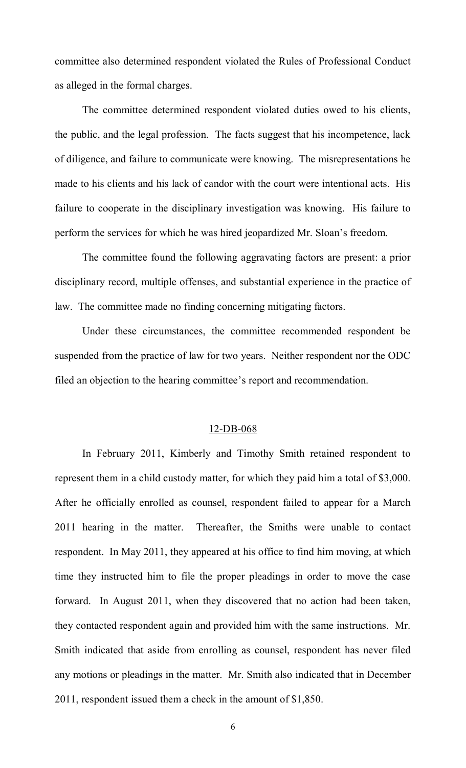committee also determined respondent violated the Rules of Professional Conduct as alleged in the formal charges.

The committee determined respondent violated duties owed to his clients, the public, and the legal profession. The facts suggest that his incompetence, lack of diligence, and failure to communicate were knowing. The misrepresentations he made to his clients and his lack of candor with the court were intentional acts. His failure to cooperate in the disciplinary investigation was knowing. His failure to perform the services for which he was hired jeopardized Mr. Sloan's freedom.

The committee found the following aggravating factors are present: a prior disciplinary record, multiple offenses, and substantial experience in the practice of law. The committee made no finding concerning mitigating factors.

Under these circumstances, the committee recommended respondent be suspended from the practice of law for two years. Neither respondent nor the ODC filed an objection to the hearing committee's report and recommendation.

## 12-DB-068

In February 2011, Kimberly and Timothy Smith retained respondent to represent them in a child custody matter, for which they paid him a total of $3,000. After he officially enrolled as counsel, respondent failed to appear for a March 2011 hearing in the matter. Thereafter, the Smiths were unable to contact respondent. In May 2011, they appeared at his office to find him moving, at which time they instructed him to file the proper pleadings in order to move the case forward. In August 2011, when they discovered that no action had been taken, they contacted respondent again and provided him with the same instructions. Mr. Smith indicated that aside from enrolling as counsel, respondent has never filed any motions or pleadings in the matter. Mr. Smith also indicated that in December 2011, respondent issued them a check in the amount of $1,850.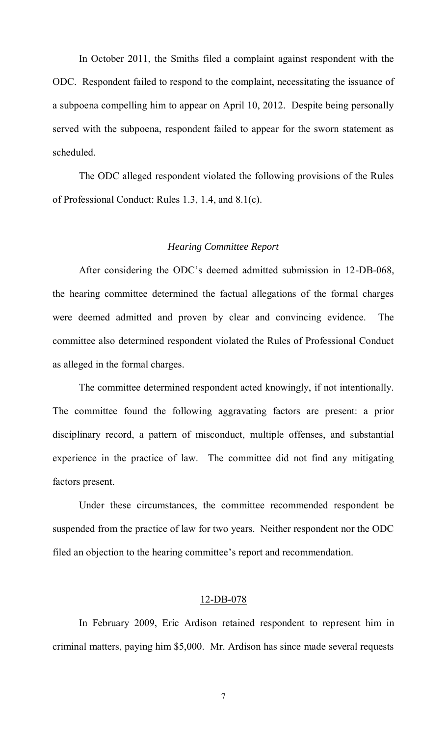In October 2011, the Smiths filed a complaint against respondent with the ODC. Respondent failed to respond to the complaint, necessitating the issuance of a subpoena compelling him to appear on April 10, 2012. Despite being personally served with the subpoena, respondent failed to appear for the sworn statement as scheduled.

The ODC alleged respondent violated the following provisions of the Rules of Professional Conduct: Rules 1.3, 1.4, and 8.1(c).

*Hearing Committee Report*

After considering the ODC's deemed admitted submission in 12-DB-068, the hearing committee determined the factual allegations of the formal charges were deemed admitted and proven by clear and convincing evidence. The committee also determined respondent violated the Rules of Professional Conduct as alleged in the formal charges.

The committee determined respondent acted knowingly, if not intentionally. The committee found the following aggravating factors are present: a prior disciplinary record, a pattern of misconduct, multiple offenses, and substantial experience in the practice of law. The committee did not find any mitigating factors present.

Under these circumstances, the committee recommended respondent be suspended from the practice of law for two years. Neither respondent nor the ODC filed an objection to the hearing committee's report and recommendation.

<u>12-DB-078</u>

In February 2009, Eric Ardison retained respondent to represent him in criminal matters, paying him $5,000. Mr. Ardison has since made several requests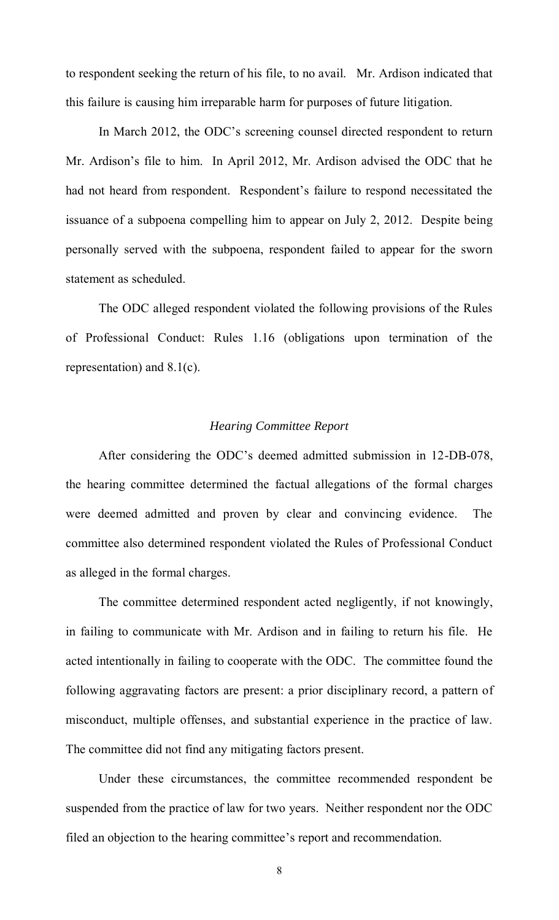to respondent seeking the return of his file, to no avail. Mr. Ardison indicated that this failure is causing him irreparable harm for purposes of future litigation.

In March 2012, the ODC's screening counsel directed respondent to return Mr. Ardison's file to him. In April 2012, Mr. Ardison advised the ODC that he had not heard from respondent. Respondent's failure to respond necessitated the issuance of a subpoena compelling him to appear on July 2, 2012. Despite being personally served with the subpoena, respondent failed to appear for the sworn statement as scheduled.

The ODC alleged respondent violated the following provisions of the Rules of Professional Conduct: Rules 1.16 (obligations upon termination of the representation) and 8.1(c).

### *Hearing Committee Report*

After considering the ODC's deemed admitted submission in 12-DB-078, the hearing committee determined the factual allegations of the formal charges were deemed admitted and proven by clear and convincing evidence. The committee also determined respondent violated the Rules of Professional Conduct as alleged in the formal charges.

The committee determined respondent acted negligently, if not knowingly, in failing to communicate with Mr. Ardison and in failing to return his file. He acted intentionally in failing to cooperate with the ODC. The committee found the following aggravating factors are present: a prior disciplinary record, a pattern of misconduct, multiple offenses, and substantial experience in the practice of law. The committee did not find any mitigating factors present.

Under these circumstances, the committee recommended respondent be suspended from the practice of law for two years. Neither respondent nor the ODC filed an objection to the hearing committee's report and recommendation.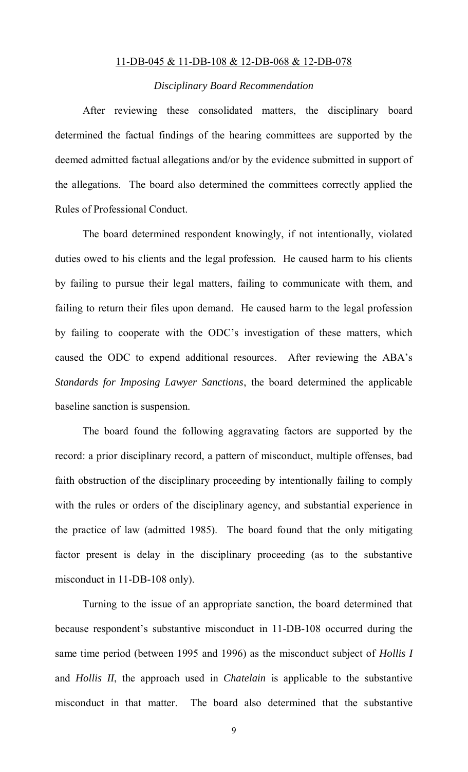11-DB-045 & 11-DB-108 & 12-DB-068 & 12-DB-078

*Disciplinary Board Recommendation*

After reviewing these consolidated matters, the disciplinary board determined the factual findings of the hearing committees are supported by the deemed admitted factual allegations and/or by the evidence submitted in support of the allegations. The board also determined the committees correctly applied the Rules of Professional Conduct.

The board determined respondent knowingly, if not intentionally, violated duties owed to his clients and the legal profession. He caused harm to his clients by failing to pursue their legal matters, failing to communicate with them, and failing to return their files upon demand. He caused harm to the legal profession by failing to cooperate with the ODC's investigation of these matters, which caused the ODC to expend additional resources. After reviewing the ABA's *Standards for Imposing Lawyer Sanctions*, the board determined the applicable baseline sanction is suspension.

The board found the following aggravating factors are supported by the record: a prior disciplinary record, a pattern of misconduct, multiple offenses, bad faith obstruction of the disciplinary proceeding by intentionally failing to comply with the rules or orders of the disciplinary agency, and substantial experience in the practice of law (admitted 1985). The board found that the only mitigating factor present is delay in the disciplinary proceeding (as to the substantive misconduct in 11-DB-108 only).

Turning to the issue of an appropriate sanction, the board determined that because respondent's substantive misconduct in 11-DB-108 occurred during the same time period (between 1995 and 1996) as the misconduct subject of *Hollis I* and *Hollis II*, the approach used in *Chatelain* is applicable to the substantive misconduct in that matter. The board also determined that the substantive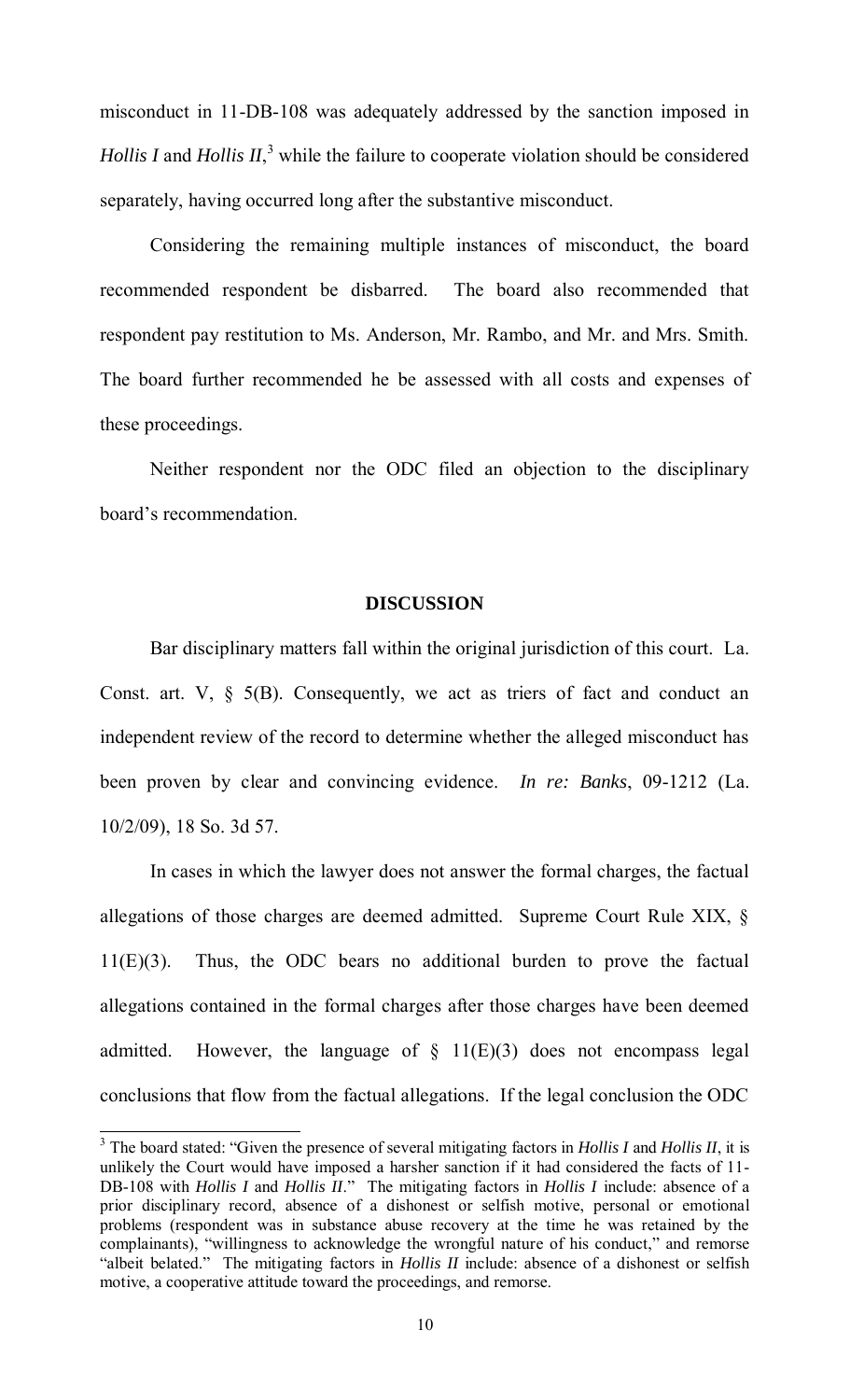misconduct in 11-DB-108 was adequately addressed by the sanction imposed in *Hollis I* and *Hollis II*,[3] while the failure to cooperate violation should be considered separately, having occurred long after the substantive misconduct.

Considering the remaining multiple instances of misconduct, the board recommended respondent be disbarred. The board also recommended that respondent pay restitution to Ms. Anderson, Mr. Rambo, and Mr. and Mrs. Smith. The board further recommended he be assessed with all costs and expenses of these proceedings.

Neither respondent nor the ODC filed an objection to the disciplinary board's recommendation.

## DISCUSSION

Bar disciplinary matters fall within the original jurisdiction of this court. La. Const. art. V, § 5(B). Consequently, we act as triers of fact and conduct an independent review of the record to determine whether the alleged misconduct has been proven by clear and convincing evidence. *In re: Banks*, 09-1212 (La. 10/2/09), 18 So. 3d 57.

In cases in which the lawyer does not answer the formal charges, the factual allegations of those charges are deemed admitted. Supreme Court Rule XIX, § 11(E)(3). Thus, the ODC bears no additional burden to prove the factual allegations contained in the formal charges after those charges have been deemed admitted. However, the language of § 11(E)(3) does not encompass legal conclusions that flow from the factual allegations. If the legal conclusion the ODC

---

[3] The board stated: "Given the presence of several mitigating factors in *Hollis I* and *Hollis II*, it is unlikely the Court would have imposed a harsher sanction if it had considered the facts of 11-DB-108 with *Hollis I* and *Hollis II*." The mitigating factors in *Hollis I* include: absence of a prior disciplinary record, absence of a dishonest or selfish motive, personal or emotional problems (respondent was in substance abuse recovery at the time he was retained by the complainants), "willingness to acknowledge the wrongful nature of his conduct," and remorse "albeit belated." The mitigating factors in *Hollis II* include: absence of a dishonest or selfish motive, a cooperative attitude toward the proceedings, and remorse.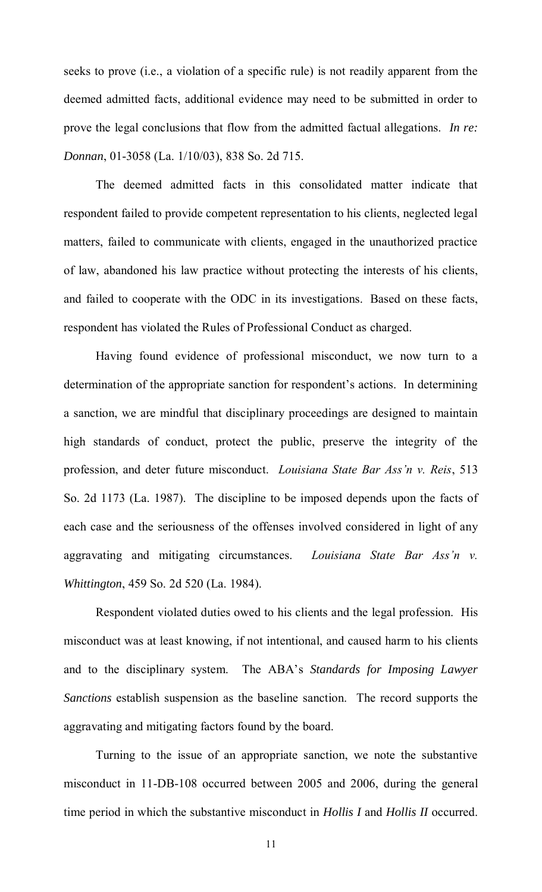seeks to prove (i.e., a violation of a specific rule) is not readily apparent from the deemed admitted facts, additional evidence may need to be submitted in order to prove the legal conclusions that flow from the admitted factual allegations. *In re: Donnan*, 01-3058 (La. 1/10/03), 838 So. 2d 715.

The deemed admitted facts in this consolidated matter indicate that respondent failed to provide competent representation to his clients, neglected legal matters, failed to communicate with clients, engaged in the unauthorized practice of law, abandoned his law practice without protecting the interests of his clients, and failed to cooperate with the ODC in its investigations. Based on these facts, respondent has violated the Rules of Professional Conduct as charged.

Having found evidence of professional misconduct, we now turn to a determination of the appropriate sanction for respondent's actions. In determining a sanction, we are mindful that disciplinary proceedings are designed to maintain high standards of conduct, protect the public, preserve the integrity of the profession, and deter future misconduct. *Louisiana State Bar Ass'n v. Reis*, 513 So. 2d 1173 (La. 1987). The discipline to be imposed depends upon the facts of each case and the seriousness of the offenses involved considered in light of any aggravating and mitigating circumstances. *Louisiana State Bar Ass'n v. Whittington*, 459 So. 2d 520 (La. 1984).

Respondent violated duties owed to his clients and the legal profession. His misconduct was at least knowing, if not intentional, and caused harm to his clients and to the disciplinary system. The ABA's *Standards for Imposing Lawyer Sanctions* establish suspension as the baseline sanction. The record supports the aggravating and mitigating factors found by the board.

Turning to the issue of an appropriate sanction, we note the substantive misconduct in 11-DB-108 occurred between 2005 and 2006, during the general time period in which the substantive misconduct in *Hollis I* and *Hollis II* occurred.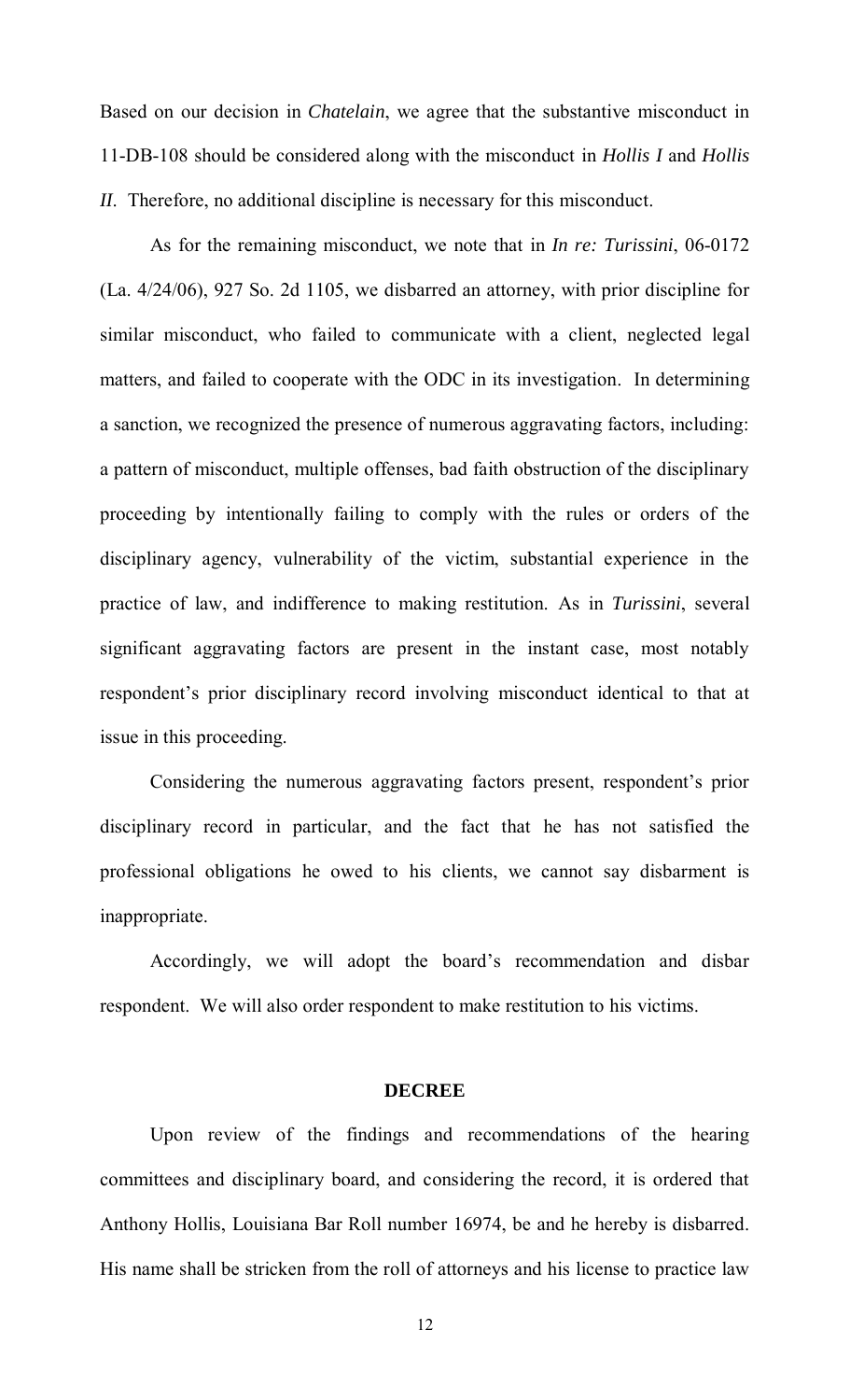Based on our decision in *Chatelain*, we agree that the substantive misconduct in 11-DB-108 should be considered along with the misconduct in *Hollis I* and *Hollis II*. Therefore, no additional discipline is necessary for this misconduct.

As for the remaining misconduct, we note that in *In re: Turissini*, 06-0172 (La. 4/24/06), 927 So. 2d 1105, we disbarred an attorney, with prior discipline for similar misconduct, who failed to communicate with a client, neglected legal matters, and failed to cooperate with the ODC in its investigation. In determining a sanction, we recognized the presence of numerous aggravating factors, including: a pattern of misconduct, multiple offenses, bad faith obstruction of the disciplinary proceeding by intentionally failing to comply with the rules or orders of the disciplinary agency, vulnerability of the victim, substantial experience in the practice of law, and indifference to making restitution. As in *Turissini*, several significant aggravating factors are present in the instant case, most notably respondent's prior disciplinary record involving misconduct identical to that at issue in this proceeding.

Considering the numerous aggravating factors present, respondent's prior disciplinary record in particular, and the fact that he has not satisfied the professional obligations he owed to his clients, we cannot say disbarment is inappropriate.

Accordingly, we will adopt the board's recommendation and disbar respondent. We will also order respondent to make restitution to his victims.

## DECREE

Upon review of the findings and recommendations of the hearing committees and disciplinary board, and considering the record, it is ordered that Anthony Hollis, Louisiana Bar Roll number 16974, be and he hereby is disbarred. His name shall be stricken from the roll of attorneys and his license to practice law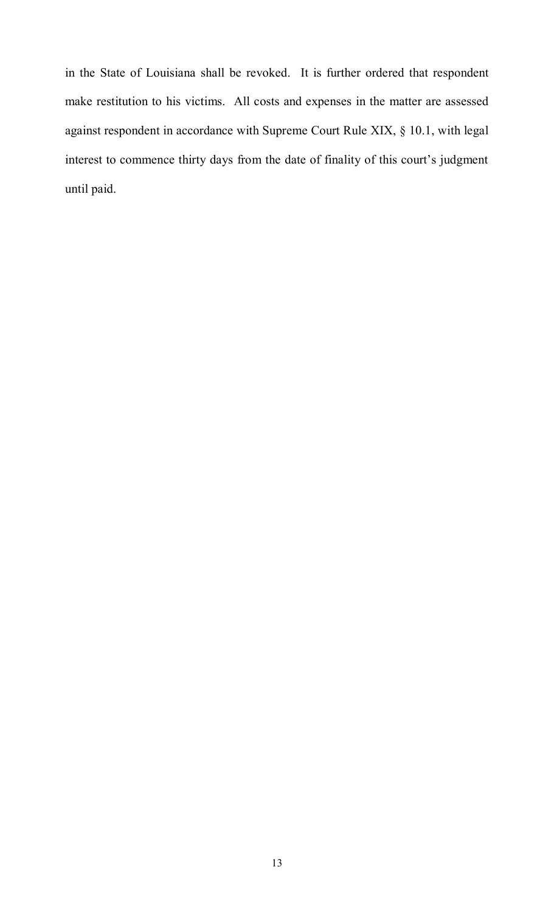in the State of Louisiana shall be revoked. It is further ordered that respondent make restitution to his victims. All costs and expenses in the matter are assessed against respondent in accordance with Supreme Court Rule XIX, § 10.1, with legal interest to commence thirty days from the date of finality of this court's judgment until paid.